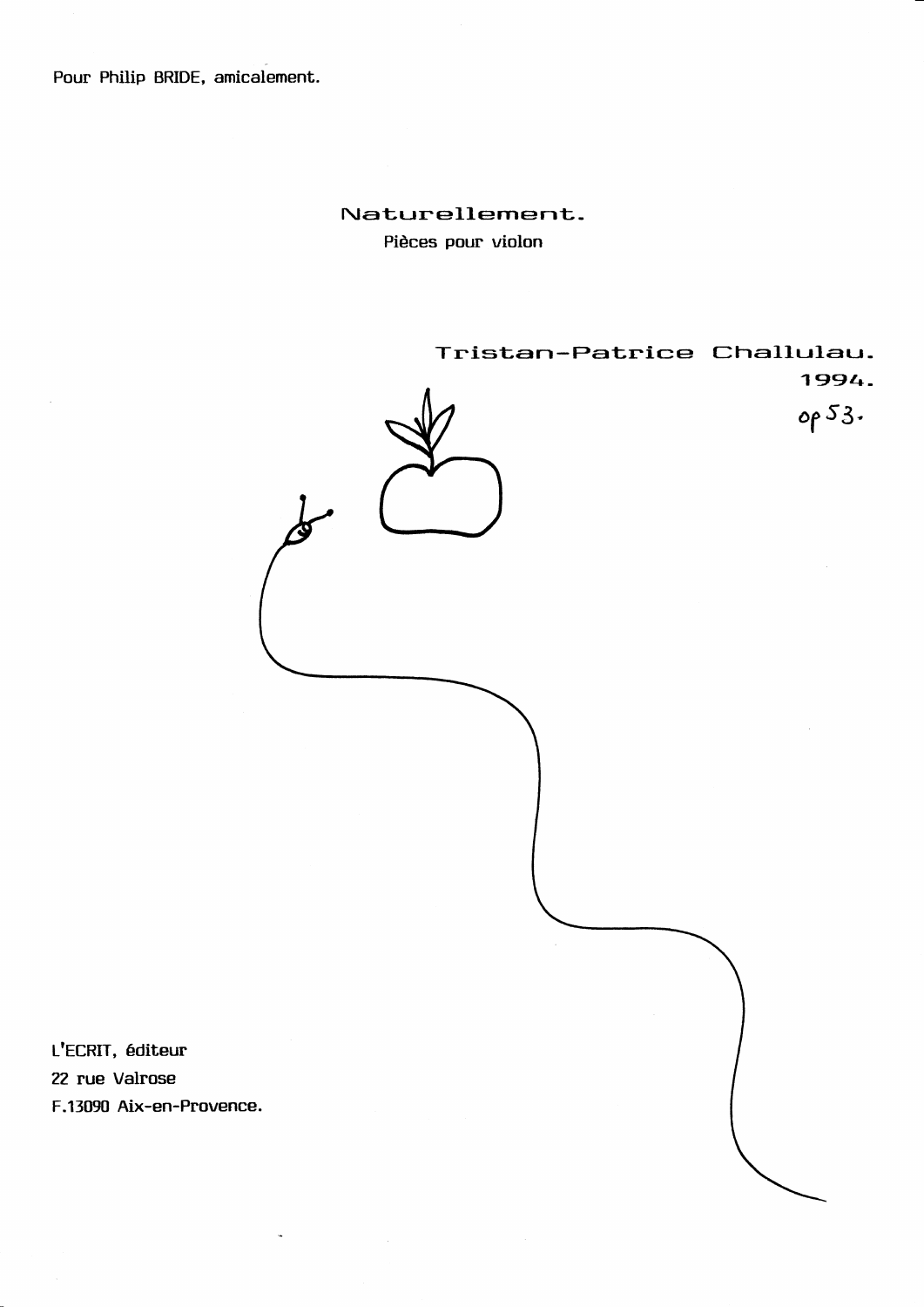Pour Philip BRIDE, amicalement.

# Naturellement.

Pièces pour violon

Tristan-Patrice Challulau.

1994.

op 53.

L'ECRIT, éditeur
22 rue Valrose
F.13090 Aix-en-Provence.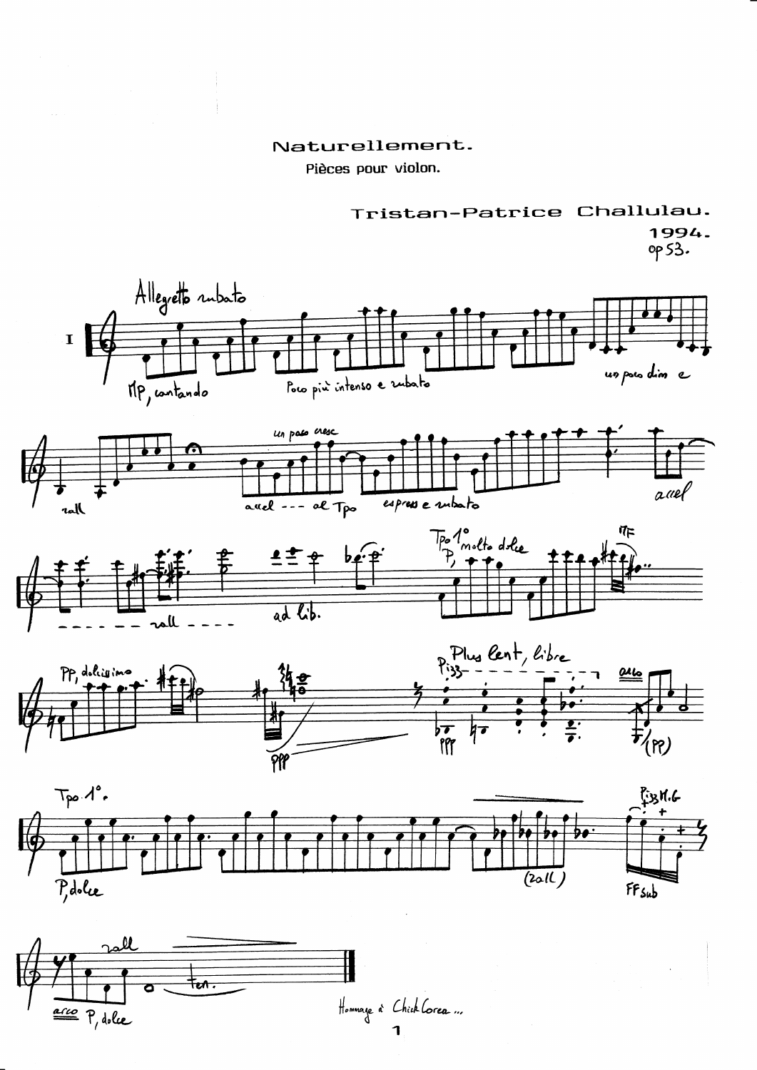Naturellement.

Pièces pour violon.

Tristan-Patrice Challulau.

1994.

op 53.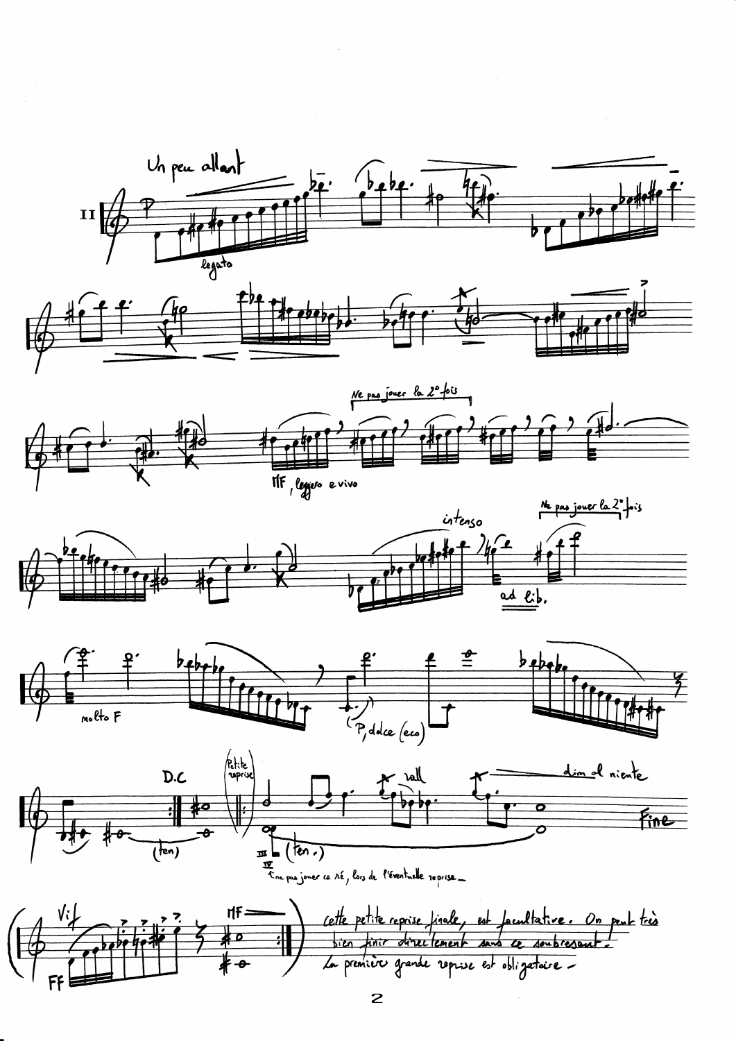Un peu allant

II

P

legato

Ne pas jouer la 2° fois

MF, leggiero e vivo

intenso

Ne pas jouer la 2° fois

ad lib.

molto F

(P, dolce (eco))

D.C

(ten)

(Petite reprise)

rall

dim al niente

(ten.)

III

IV

ne pas jouer ce RÉ, lors de l'éventuelle reprise –

Fine

Vif

FF

MF

cette petite reprise finale, est facultative. On peut très bien finir directement sans ce soubresaut! La première grande reprise est obligatoire –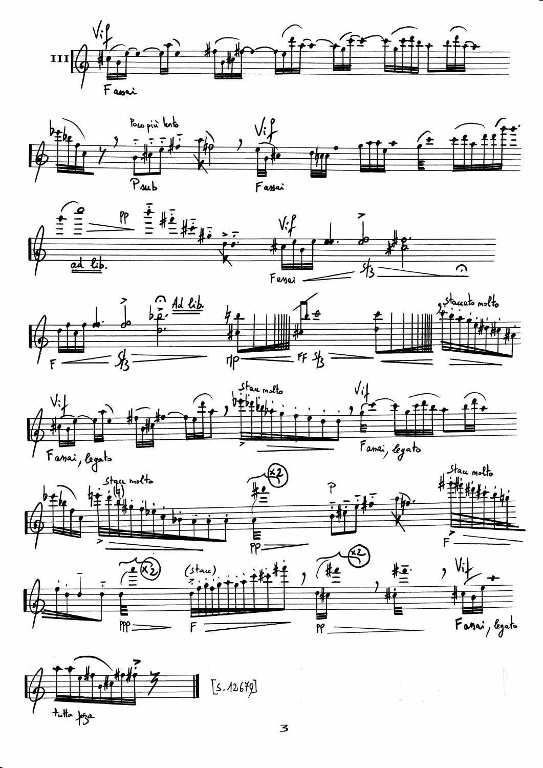III

Vif

F assai

Poco più lento

P sub

Vif

F assai

ad lib.

PP

Vif

F assai

Sf3

Ad lib.

F

Sf3

mP

FF Sf3

staccato molto

Vif

F assai, legato

Stacc molto

Vif

F assai, legato

Stacc molto

(4)

(x2)

PP

P

Stacc molto

F

PPP

(x2)

(stacc)

F

(x2)

PP

Vif

F assai, legato

tutta forza

[S. 12679]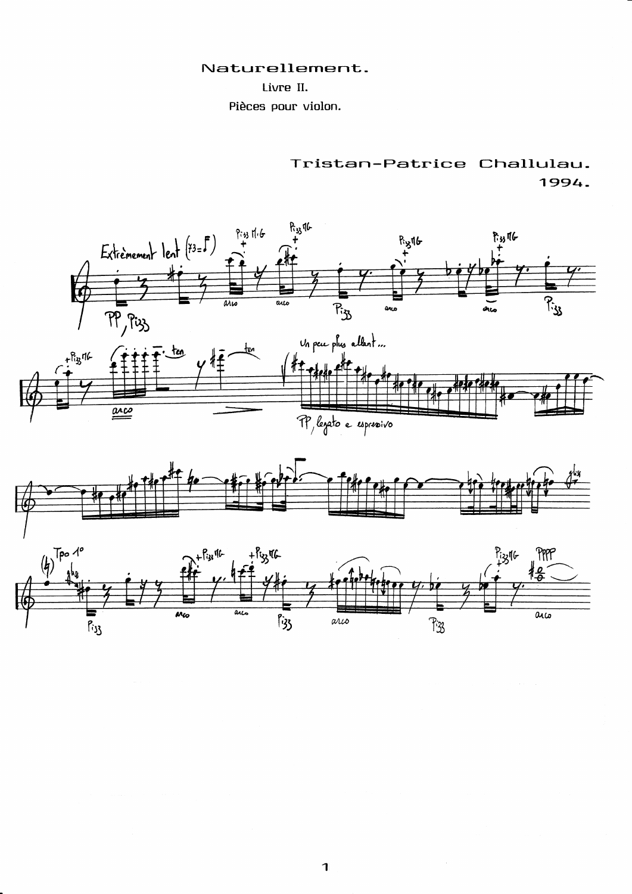Naturellement.

Livre II.

Pièces pour violon.

Tristan-Patrice Challulau.

1994.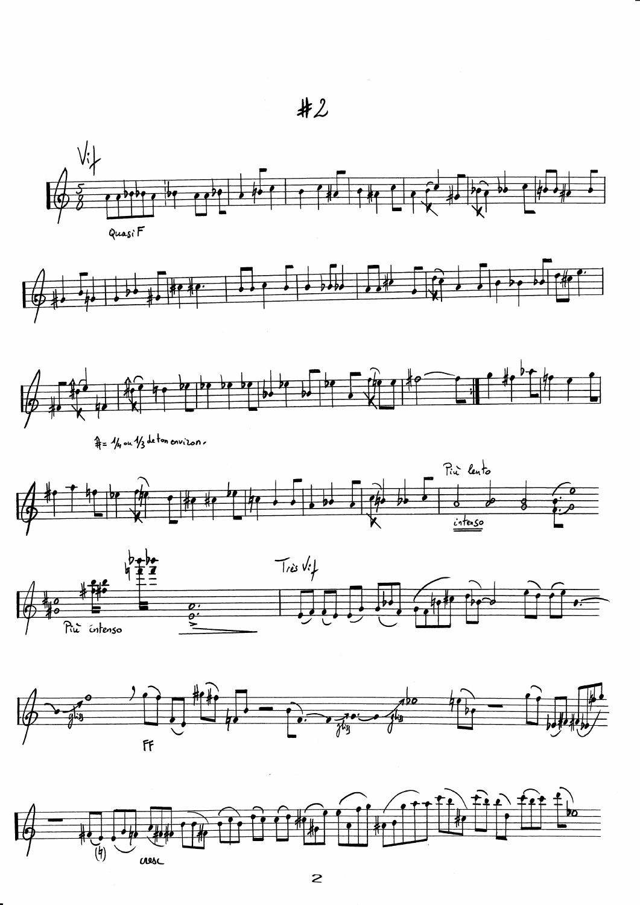# #2

Vif

Quasi F

$\sharp$ = 1/4 ou 1/3 de ton environ.

Più lento

*intenso*

Più intenso

Très Vif

glis

FF

cresc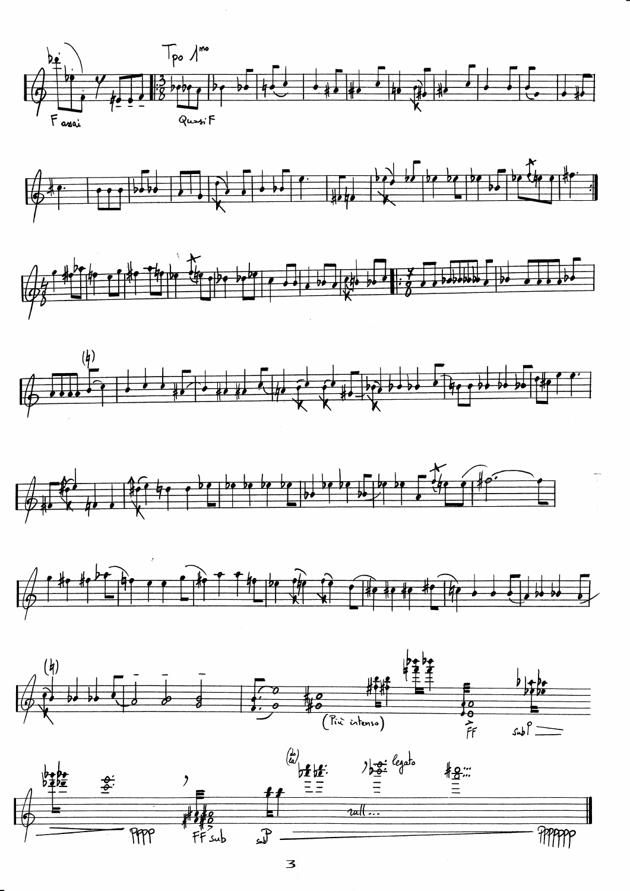F assai

Tpo 1mo

Quasi F

(♮)

(♮)

(Più intenso)

FF

sub P

PPPP

FF sub

sub P

legato

rall...

PPPPPP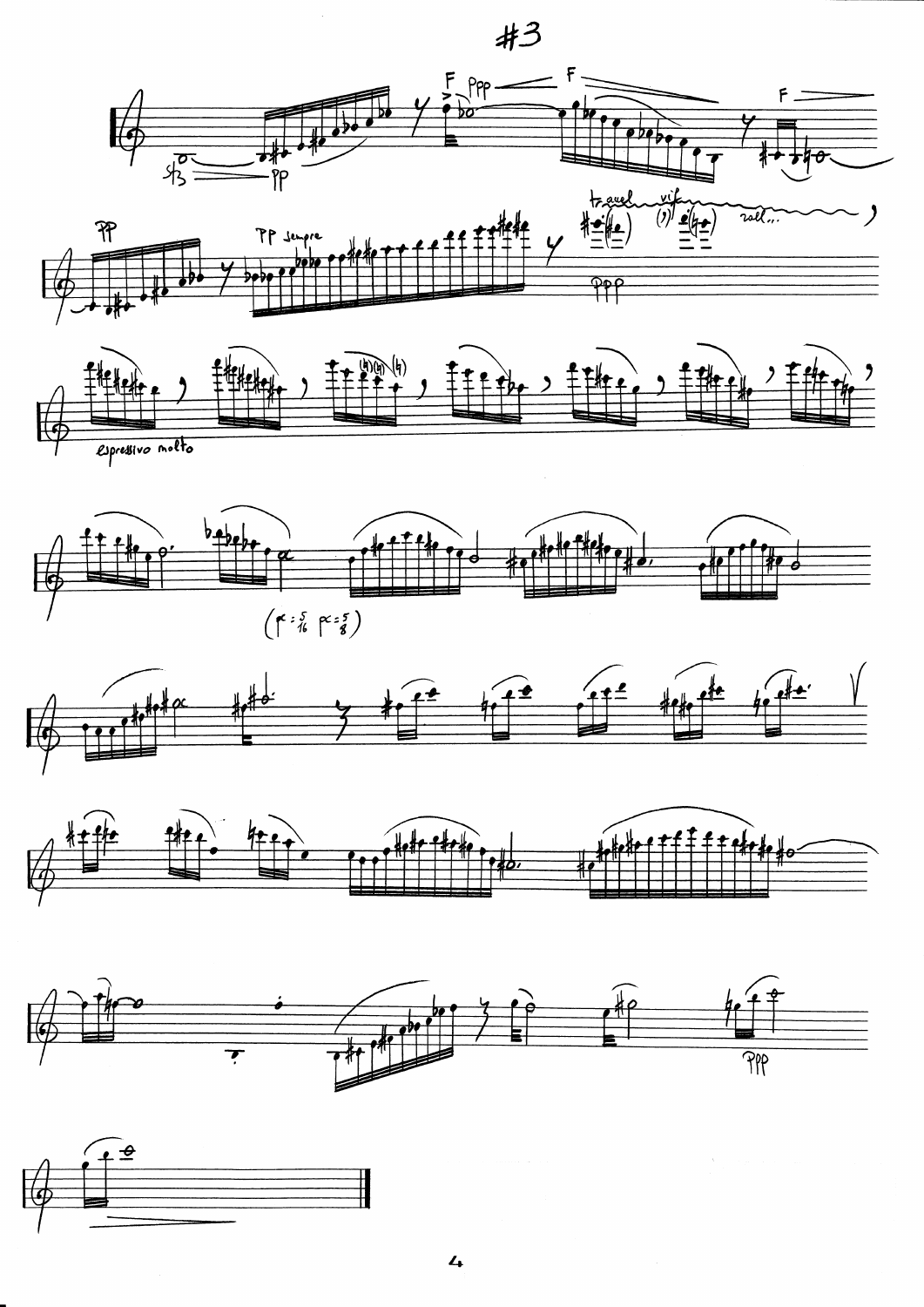# #3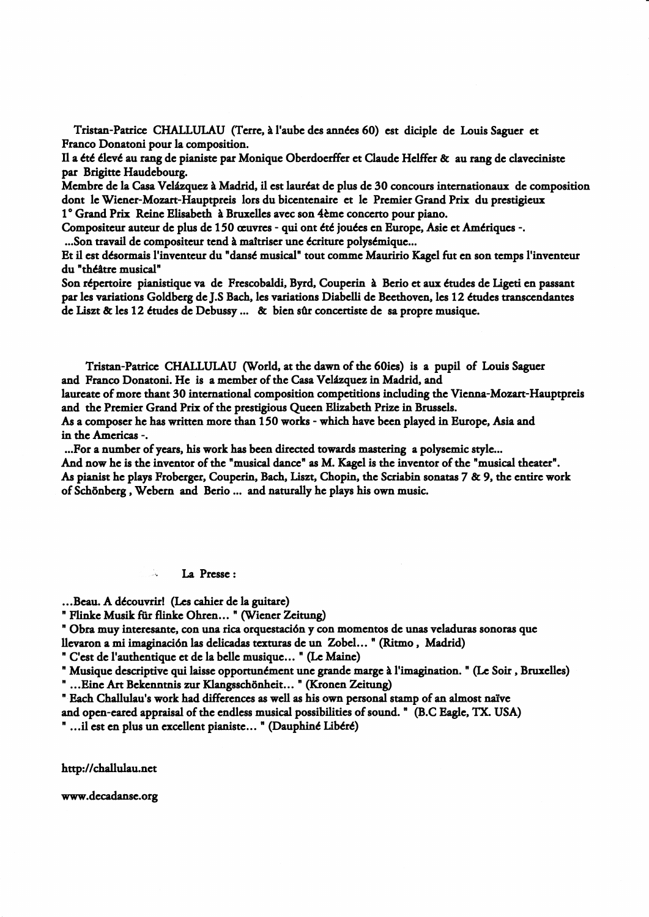Tristan-Patrice CHALLULAU (Terre, à l'aube des années 60) est diciple de Louis Saguer et Franco Donatoni pour la composition.
Il a été élevé au rang de pianiste par Monique Oberdoerffer et Claude Helffer & au rang de claveciniste par Brigitte Haudebourg.
Membre de la Casa Velázquez à Madrid, il est lauréat de plus de 30 concours internationaux de composition dont le Wiener-Mozart-Hauptpreis lors du bicentenaire et le Premier Grand Prix du prestigieux 1° Grand Prix Reine Elisabeth à Bruxelles avec son 4ème concerto pour piano.
Compositeur auteur de plus de 150 œuvres - qui ont été jouées en Europe, Asie et Amériques -.
...Son travail de compositeur tend à maîtriser une écriture polysémique...
Et il est désormais l'inventeur du "dansé musical" tout comme Maurir→io Kagel fut en son temps l'inventeur du "théâtre musical"
Son répertoire pianistique va de Frescobaldi, Byrd, Couperin à Berio et aux études de Ligeti en passant par les variations Goldberg de J.S Bach, les variations Diabelli de Beethoven, les 12 études transcendantes de Liszt & les 12 études de Debussy ... & bien sûr concertiste de sa propre musique.

Tristan-Patrice CHALLULAU (World, at the dawn of the 60ies) is a pupil of Louis Saguer and Franco Donatoni. He is a member of the Casa Velázquez in Madrid, and laureate of more thant 30 international composition competitions including the Vienna-Mozart-Hauptpreis and the Premier Grand Prix of the prestigious Queen Elizabeth Prize in Brussels.
As a composer he has written more than 150 works - which have been played in Europe, Asia and in the Americas -.
...For a number of years, his work has been directed towards mastering a polysemic style...
And now he is the inventor of the "musical dance" as M. Kagel is the inventor of the "musical theater".
As pianist he plays Froberger, Couperin, Bach, Liszt, Chopin, the Scriabin sonatas 7 & 9, the entire work of Schönberg , Webern and Berio ... and naturally he plays his own music.

La Presse :

...Beau. A découvrir! (Les cahier de la guitare)
" Flinke Musik für flinke Ohren... " (Wiener Zeitung)
" Obra muy interesante, con una rica orquestación y con momentos de unas veladuras sonoras que llevaron a mi imaginación las delicadas texturas de un Zobel... " (Ritmo , Madrid)
" C'est de l'authentique et de la belle musique... " (Le Maine)
" Musique descriptive qui laisse opportunément une grande marge à l'imagination. " (Le Soir , Bruxelles)
" ...Eine Art Bekenntnis zur Klangsschönheit... " (Kronen Zeitung)
" Each Challulau's work had differences as well as his own personal stamp of an almost naïve and open-eared appraisal of the endless musical possibilities of sound. " (B.C Eagle, TX. USA)
" ...il est en plus un excellent pianiste... " (Dauphiné Libéré)

http://challulau.net

www.decadanse.org